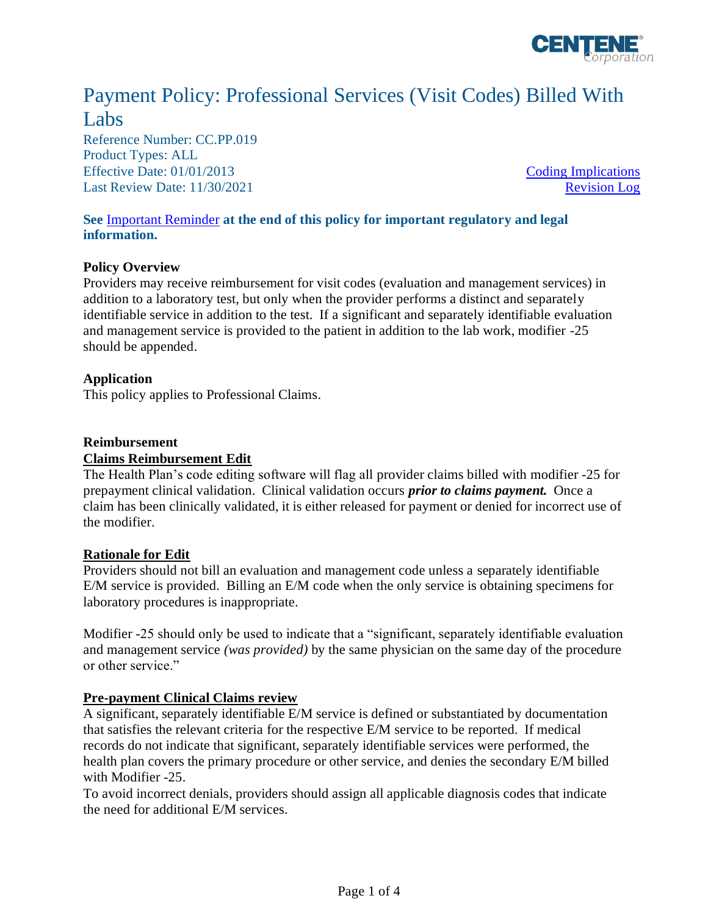# Payment Policy: Professional Services (Visit Codes) Billed With Labs

Reference Number: CC.PP.019
Product Types: ALL
Effective Date: 01/01/2013
Last Review Date: 11/30/2021

Coding Implications
Revision Log

**See Important Reminder at the end of this policy for important regulatory and legal information.**

**Policy Overview**

Providers may receive reimbursement for visit codes (evaluation and management services) in addition to a laboratory test, but only when the provider performs a distinct and separately identifiable service in addition to the test. If a significant and separately identifiable evaluation and management service is provided to the patient in addition to the lab work, modifier -25 should be appended.

**Application**

This policy applies to Professional Claims.

**Reimbursement**

**Claims Reimbursement Edit**

The Health Plan's code editing software will flag all provider claims billed with modifier -25 for prepayment clinical validation. Clinical validation occurs ***prior to claims payment.*** Once a claim has been clinically validated, it is either released for payment or denied for incorrect use of the modifier.

**Rationale for Edit**

Providers should not bill an evaluation and management code unless a separately identifiable E/M service is provided. Billing an E/M code when the only service is obtaining specimens for laboratory procedures is inappropriate.

Modifier -25 should only be used to indicate that a "significant, separately identifiable evaluation and management service *(was provided)* by the same physician on the same day of the procedure or other service."

**Pre-payment Clinical Claims review**

A significant, separately identifiable E/M service is defined or substantiated by documentation that satisfies the relevant criteria for the respective E/M service to be reported. If medical records do not indicate that significant, separately identifiable services were performed, the health plan covers the primary procedure or other service, and denies the secondary E/M billed with Modifier -25.

To avoid incorrect denials, providers should assign all applicable diagnosis codes that indicate the need for additional E/M services.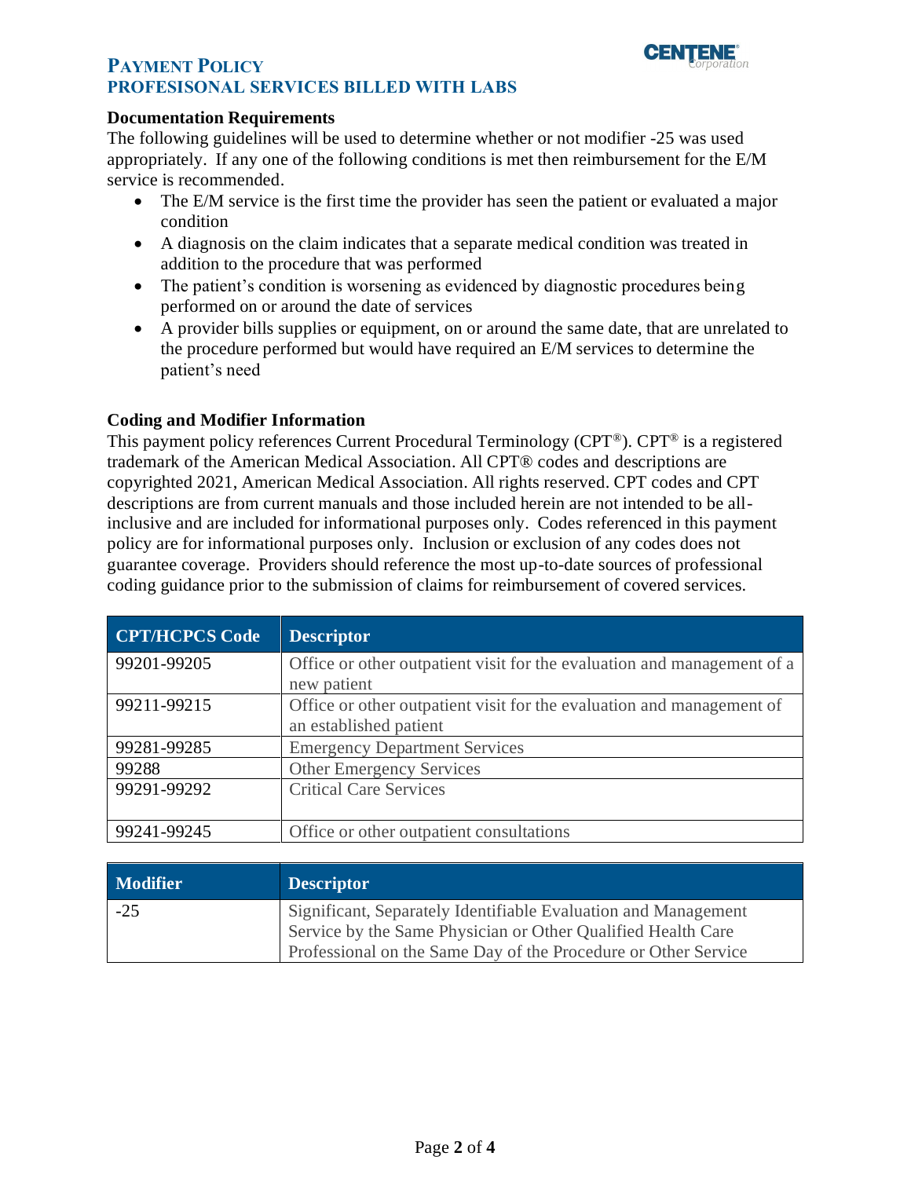### Documentation Requirements

The following guidelines will be used to determine whether or not modifier -25 was used appropriately. If any one of the following conditions is met then reimbursement for the E/M service is recommended.

- The E/M service is the first time the provider has seen the patient or evaluated a major condition
- A diagnosis on the claim indicates that a separate medical condition was treated in addition to the procedure that was performed
- The patient's condition is worsening as evidenced by diagnostic procedures being performed on or around the date of services
- A provider bills supplies or equipment, on or around the same date, that are unrelated to the procedure performed but would have required an E/M services to determine the patient's need

### Coding and Modifier Information

This payment policy references Current Procedural Terminology (CPT®). CPT® is a registered trademark of the American Medical Association. All CPT® codes and descriptions are copyrighted 2021, American Medical Association. All rights reserved. CPT codes and CPT descriptions are from current manuals and those included herein are not intended to be all-inclusive and are included for informational purposes only. Codes referenced in this payment policy are for informational purposes only. Inclusion or exclusion of any codes does not guarantee coverage. Providers should reference the most up-to-date sources of professional coding guidance prior to the submission of claims for reimbursement of covered services.

| CPT/HCPCS Code | Descriptor |
|---|---|
| 99201-99205 | Office or other outpatient visit for the evaluation and management of a new patient |
| 99211-99215 | Office or other outpatient visit for the evaluation and management of an established patient |
| 99281-99285 | Emergency Department Services |
| 99288 | Other Emergency Services |
| 99291-99292 | Critical Care Services |
| 99241-99245 | Office or other outpatient consultations |

| Modifier | Descriptor |
|---|---|
| -25 | Significant, Separately Identifiable Evaluation and Management Service by the Same Physician or Other Qualified Health Care Professional on the Same Day of the Procedure or Other Service |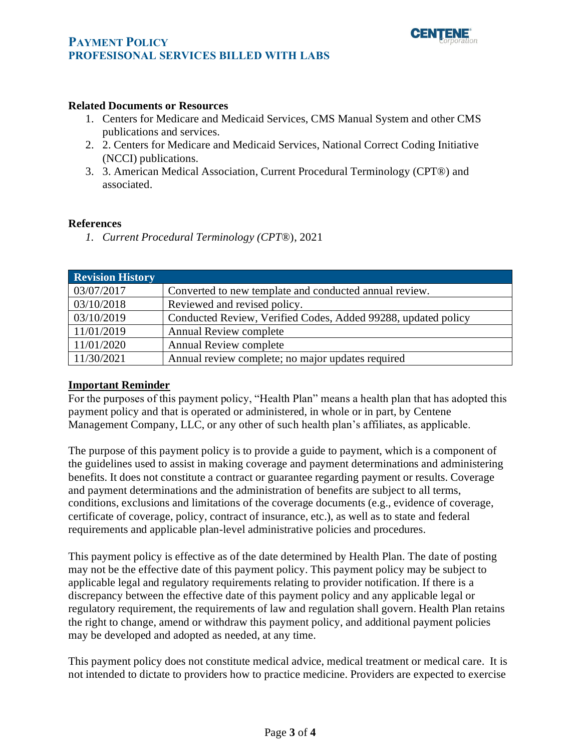**Related Documents or Resources**

1. Centers for Medicare and Medicaid Services, CMS Manual System and other CMS publications and services.
2. 2. Centers for Medicare and Medicaid Services, National Correct Coding Initiative (NCCI) publications.
3. 3. American Medical Association, Current Procedural Terminology (CPT®) and associated.

**References**

1. *Current Procedural Terminology (CPT®*), 2021

| Revision History | |
|---|---|
| 03/07/2017 | Converted to new template and conducted annual review. |
| 03/10/2018 | Reviewed and revised policy. |
| 03/10/2019 | Conducted Review, Verified Codes, Added 99288, updated policy |
| 11/01/2019 | Annual Review complete |
| 11/01/2020 | Annual Review complete |
| 11/30/2021 | Annual review complete; no major updates required |

**Important Reminder**

For the purposes of this payment policy, "Health Plan" means a health plan that has adopted this payment policy and that is operated or administered, in whole or in part, by Centene Management Company, LLC, or any other of such health plan's affiliates, as applicable.

The purpose of this payment policy is to provide a guide to payment, which is a component of the guidelines used to assist in making coverage and payment determinations and administering benefits. It does not constitute a contract or guarantee regarding payment or results. Coverage and payment determinations and the administration of benefits are subject to all terms, conditions, exclusions and limitations of the coverage documents (e.g., evidence of coverage, certificate of coverage, policy, contract of insurance, etc.), as well as to state and federal requirements and applicable plan-level administrative policies and procedures.

This payment policy is effective as of the date determined by Health Plan. The date of posting may not be the effective date of this payment policy. This payment policy may be subject to applicable legal and regulatory requirements relating to provider notification. If there is a discrepancy between the effective date of this payment policy and any applicable legal or regulatory requirement, the requirements of law and regulation shall govern. Health Plan retains the right to change, amend or withdraw this payment policy, and additional payment policies may be developed and adopted as needed, at any time.

This payment policy does not constitute medical advice, medical treatment or medical care. It is not intended to dictate to providers how to practice medicine. Providers are expected to exercise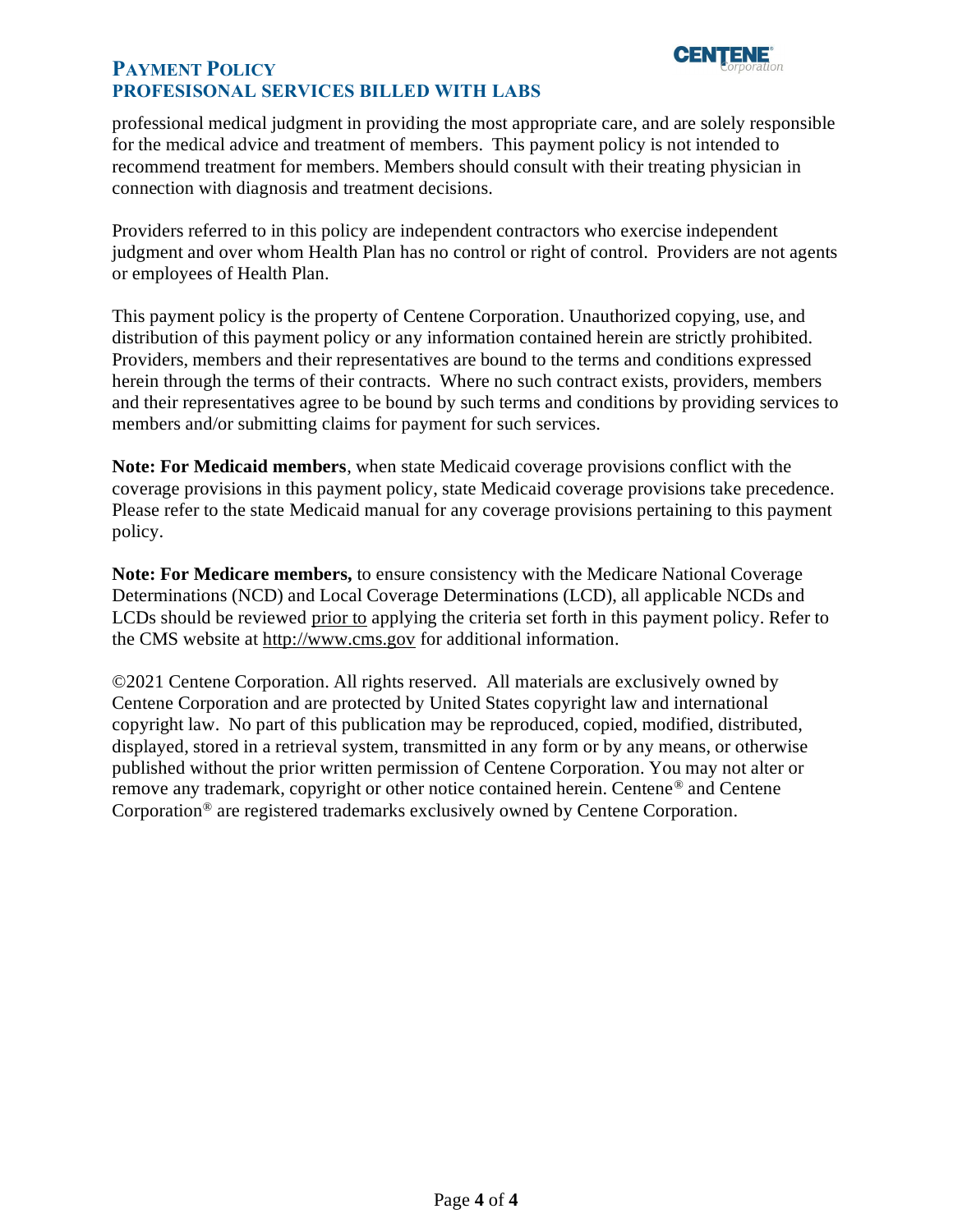professional medical judgment in providing the most appropriate care, and are solely responsible for the medical advice and treatment of members. This payment policy is not intended to recommend treatment for members. Members should consult with their treating physician in connection with diagnosis and treatment decisions.

Providers referred to in this policy are independent contractors who exercise independent judgment and over whom Health Plan has no control or right of control. Providers are not agents or employees of Health Plan.

This payment policy is the property of Centene Corporation. Unauthorized copying, use, and distribution of this payment policy or any information contained herein are strictly prohibited. Providers, members and their representatives are bound to the terms and conditions expressed herein through the terms of their contracts. Where no such contract exists, providers, members and their representatives agree to be bound by such terms and conditions by providing services to members and/or submitting claims for payment for such services.

**Note: For Medicaid members**, when state Medicaid coverage provisions conflict with the coverage provisions in this payment policy, state Medicaid coverage provisions take precedence. Please refer to the state Medicaid manual for any coverage provisions pertaining to this payment policy.

**Note: For Medicare members,** to ensure consistency with the Medicare National Coverage Determinations (NCD) and Local Coverage Determinations (LCD), all applicable NCDs and LCDs should be reviewed prior to applying the criteria set forth in this payment policy. Refer to the CMS website at http://www.cms.gov for additional information.

©2021 Centene Corporation. All rights reserved. All materials are exclusively owned by Centene Corporation and are protected by United States copyright law and international copyright law. No part of this publication may be reproduced, copied, modified, distributed, displayed, stored in a retrieval system, transmitted in any form or by any means, or otherwise published without the prior written permission of Centene Corporation. You may not alter or remove any trademark, copyright or other notice contained herein. Centene® and Centene Corporation® are registered trademarks exclusively owned by Centene Corporation.